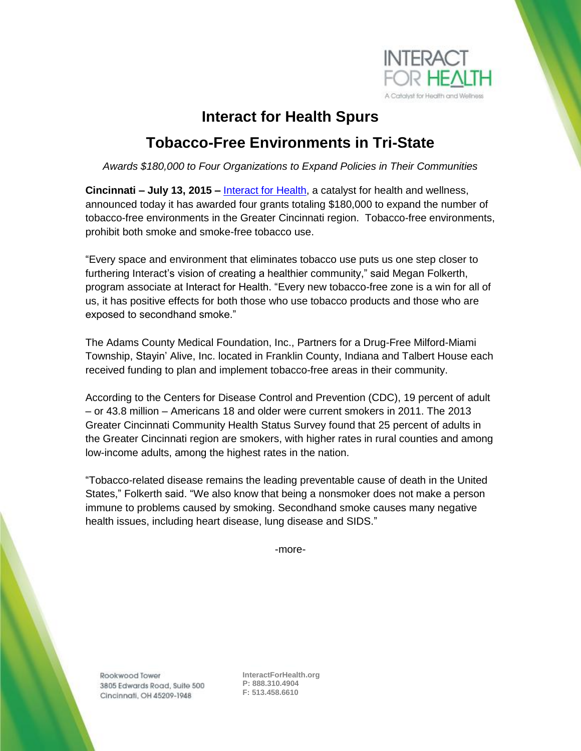INTERACT FOR HEALTH

A Catalyst for Health and Wellness

# Interact for Health Spurs Tobacco-Free Environments in Tri-State

*Awards $180,000 to Four Organizations to Expand Policies in Their Communities*

**Cincinnati – July 13, 2015 –** Interact for Health, a catalyst for health and wellness, announced today it has awarded four grants totaling $180,000 to expand the number of tobacco-free environments in the Greater Cincinnati region. Tobacco-free environments, prohibit both smoke and smoke-free tobacco use.

"Every space and environment that eliminates tobacco use puts us one step closer to furthering Interact's vision of creating a healthier community," said Megan Folkerth, program associate at Interact for Health. "Every new tobacco-free zone is a win for all of us, it has positive effects for both those who use tobacco products and those who are exposed to secondhand smoke."

The Adams County Medical Foundation, Inc., Partners for a Drug-Free Milford-Miami Township, Stayin' Alive, Inc. located in Franklin County, Indiana and Talbert House each received funding to plan and implement tobacco-free areas in their community.

According to the Centers for Disease Control and Prevention (CDC), 19 percent of adult – or 43.8 million – Americans 18 and older were current smokers in 2011. The 2013 Greater Cincinnati Community Health Status Survey found that 25 percent of adults in the Greater Cincinnati region are smokers, with higher rates in rural counties and among low-income adults, among the highest rates in the nation.

"Tobacco-related disease remains the leading preventable cause of death in the United States," Folkerth said. "We also know that being a nonsmoker does not make a person immune to problems caused by smoking. Secondhand smoke causes many negative health issues, including heart disease, lung disease and SIDS."

-more-

Rookwood Tower
3805 Edwards Road, Suite 500
Cincinnati, OH 45209-1948

InteractForHealth.org
P: 888.310.4904
F: 513.458.6610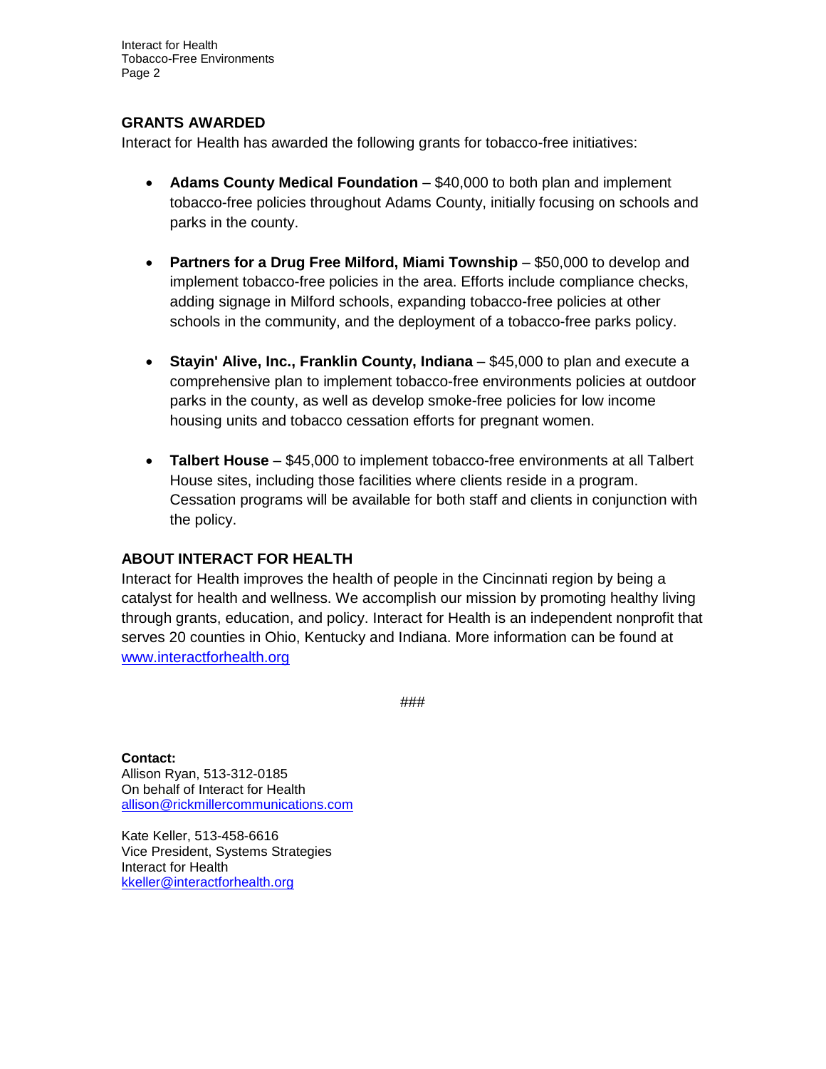## GRANTS AWARDED

Interact for Health has awarded the following grants for tobacco-free initiatives:

- **Adams County Medical Foundation** – $40,000 to both plan and implement tobacco-free policies throughout Adams County, initially focusing on schools and parks in the county.
- **Partners for a Drug Free Milford, Miami Township** – $50,000 to develop and implement tobacco-free policies in the area. Efforts include compliance checks, adding signage in Milford schools, expanding tobacco-free policies at other schools in the community, and the deployment of a tobacco-free parks policy.
- **Stayin' Alive, Inc., Franklin County, Indiana** – $45,000 to plan and execute a comprehensive plan to implement tobacco-free environments policies at outdoor parks in the county, as well as develop smoke-free policies for low income housing units and tobacco cessation efforts for pregnant women.
- **Talbert House** – $45,000 to implement tobacco-free environments at all Talbert House sites, including those facilities where clients reside in a program. Cessation programs will be available for both staff and clients in conjunction with the policy.

## ABOUT INTERACT FOR HEALTH

Interact for Health improves the health of people in the Cincinnati region by being a catalyst for health and wellness. We accomplish our mission by promoting healthy living through grants, education, and policy. Interact for Health is an independent nonprofit that serves 20 counties in Ohio, Kentucky and Indiana. More information can be found at www.interactforhealth.org

###

**Contact:**
Allison Ryan, 513-312-0185
On behalf of Interact for Health
allison@rickmillercommunications.com

Kate Keller, 513-458-6616
Vice President, Systems Strategies
Interact for Health
kkeller@interactforhealth.org